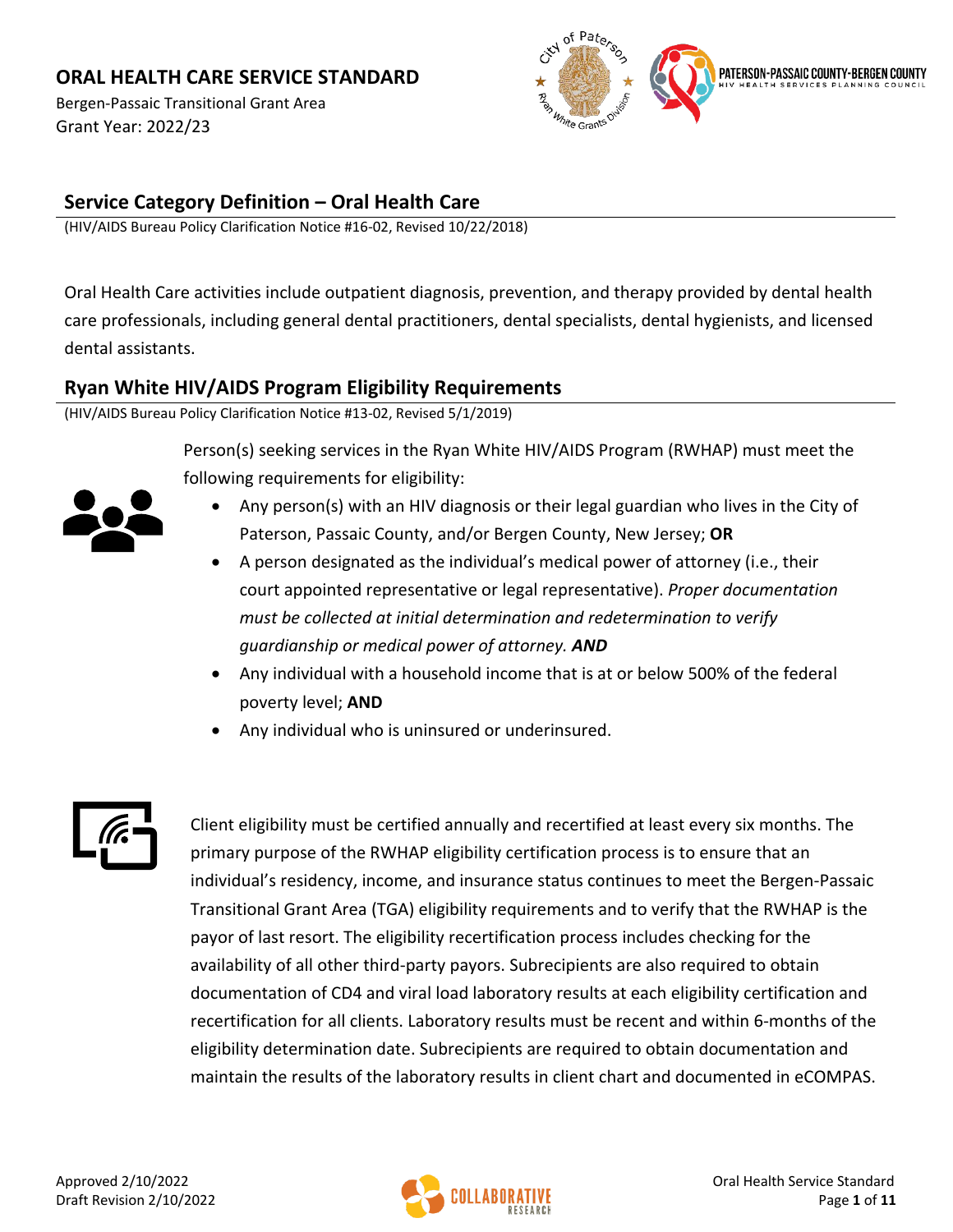# ORAL HEALTH CARE SERVICE STANDARD

Bergen-Passaic Transitional Grant Area
Grant Year: 2022/23

## Service Category Definition – Oral Health Care

(HIV/AIDS Bureau Policy Clarification Notice #16-02, Revised 10/22/2018)

Oral Health Care activities include outpatient diagnosis, prevention, and therapy provided by dental health care professionals, including general dental practitioners, dental specialists, dental hygienists, and licensed dental assistants.

## Ryan White HIV/AIDS Program Eligibility Requirements

(HIV/AIDS Bureau Policy Clarification Notice #13-02, Revised 5/1/2019)

Person(s) seeking services in the Ryan White HIV/AIDS Program (RWHAP) must meet the following requirements for eligibility:

- Any person(s) with an HIV diagnosis or their legal guardian who lives in the City of Paterson, Passaic County, and/or Bergen County, New Jersey; **OR**
- A person designated as the individual's medical power of attorney (i.e., their court appointed representative or legal representative). *Proper documentation must be collected at initial determination and redetermination to verify guardianship or medical power of attorney.* ***AND***
- Any individual with a household income that is at or below 500% of the federal poverty level; **AND**
- Any individual who is uninsured or underinsured.

Client eligibility must be certified annually and recertified at least every six months. The primary purpose of the RWHAP eligibility certification process is to ensure that an individual's residency, income, and insurance status continues to meet the Bergen-Passaic Transitional Grant Area (TGA) eligibility requirements and to verify that the RWHAP is the payor of last resort. The eligibility recertification process includes checking for the availability of all other third-party payors. Subrecipients are also required to obtain documentation of CD4 and viral load laboratory results at each eligibility certification and recertification for all clients. Laboratory results must be recent and within 6-months of the eligibility determination date. Subrecipients are required to obtain documentation and maintain the results of the laboratory results in client chart and documented in eCOMPAS.

Approved 2/10/2022
Draft Revision 2/10/2022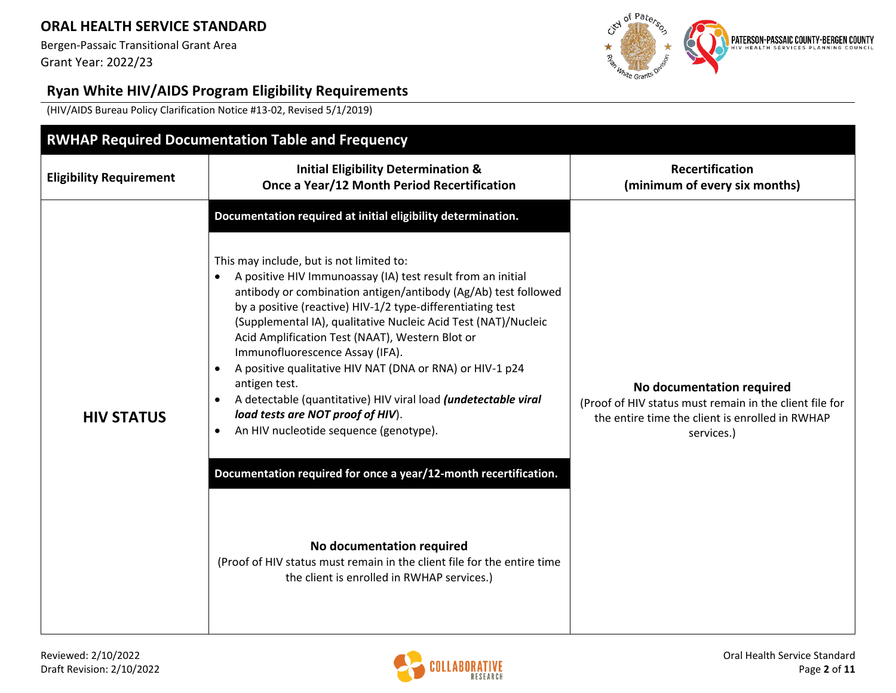## Ryan White HIV/AIDS Program Eligibility Requirements

(HIV/AIDS Bureau Policy Clarification Notice #13-02, Revised 5/1/2019)

| RWHAP Required Documentation Table and Frequency | | |
|---|---|---|
| **Eligibility Requirement** | **Initial Eligibility Determination & Once a Year/12 Month Period Recertification** | **Recertification (minimum of every six months)** |
| **HIV STATUS** | **Documentation required at initial eligibility determination.**<br><br>This may include, but is not limited to:<br>• A positive HIV Immunoassay (IA) test result from an initial antibody or combination antigen/antibody (Ag/Ab) test followed by a positive (reactive) HIV-1/2 type-differentiating test (Supplemental IA), qualitative Nucleic Acid Test (NAT)/Nucleic Acid Amplification Test (NAAT), Western Blot or Immunofluorescence Assay (IFA).<br>• A positive qualitative HIV NAT (DNA or RNA) or HIV-1 p24 antigen test.<br>• A detectable (quantitative) HIV viral load ***(undetectable viral load tests are NOT proof of HIV)***.<br>• An HIV nucleotide sequence (genotype).<br><br>**Documentation required for once a year/12-month recertification.**<br><br>**No documentation required**<br>(Proof of HIV status must remain in the client file for the entire time the client is enrolled in RWHAP services.) | **No documentation required**<br>(Proof of HIV status must remain in the client file for the entire time the client is enrolled in RWHAP services.) |

Reviewed: 2/10/2022
Draft Revision: 2/10/2022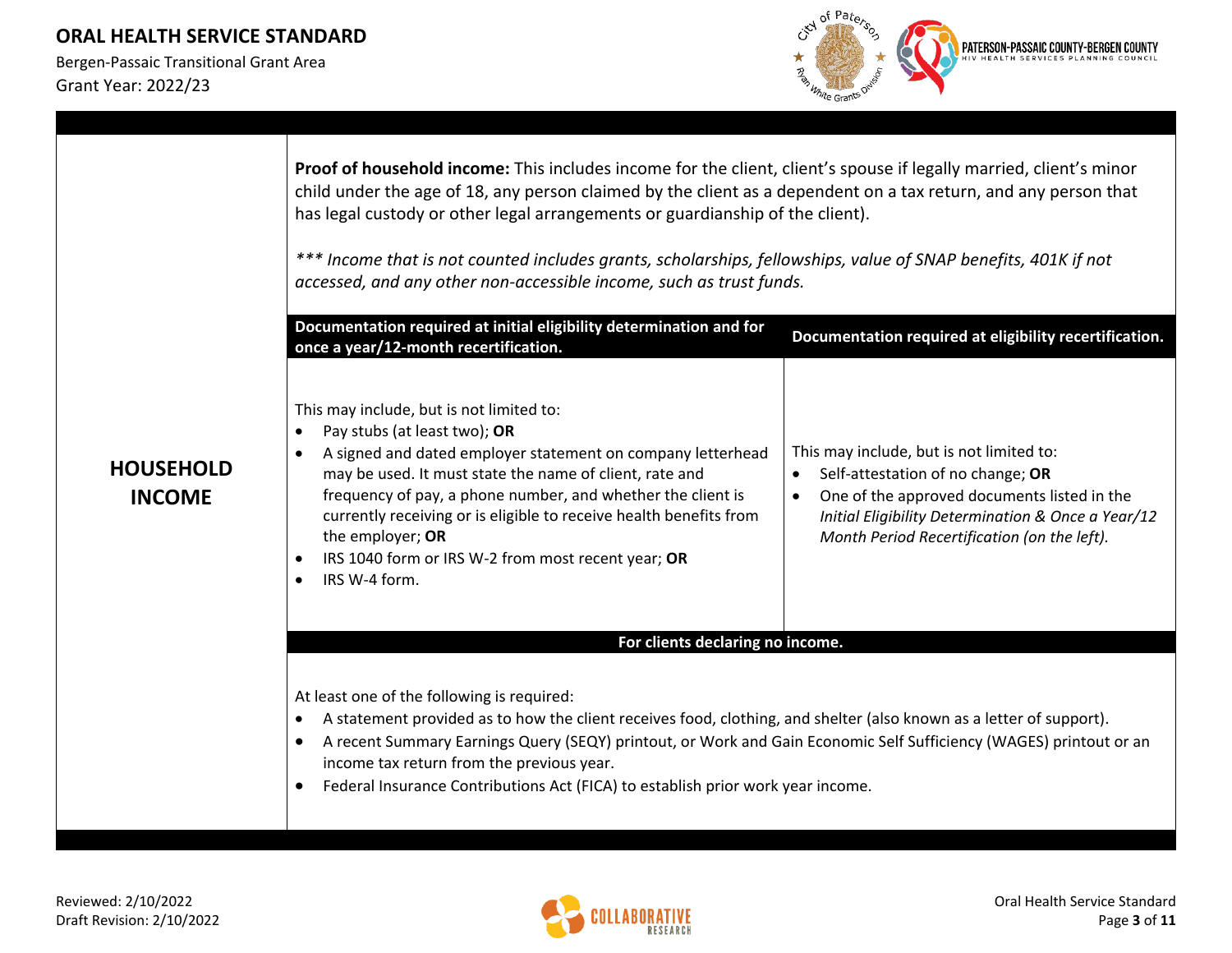## HOUSEHOLD INCOME

**Proof of household income:** This includes income for the client, client's spouse if legally married, client's minor child under the age of 18, any person claimed by the client as a dependent on a tax return, and any person that has legal custody or other legal arrangements or guardianship of the client).

*\*\*\* Income that is not counted includes grants, scholarships, fellowships, value of SNAP benefits, 401K if not accessed, and any other non-accessible income, such as trust funds.*

| Documentation required at initial eligibility determination and for once a year/12-month recertification. | Documentation required at eligibility recertification. |
|---|---|
| This may include, but is not limited to:<br>• Pay stubs (at least two); **OR**<br>• A signed and dated employer statement on company letterhead may be used. It must state the name of client, rate and frequency of pay, a phone number, and whether the client is currently receiving or is eligible to receive health benefits from the employer; **OR**<br>• IRS 1040 form or IRS W-2 from most recent year; **OR**<br>• IRS W-4 form. | This may include, but is not limited to:<br>• Self-attestation of no change; **OR**<br>• One of the approved documents listed in the *Initial Eligibility Determination & Once a Year/12 Month Period Recertification (on the left).* |

**For clients declaring no income.**

At least one of the following is required:

- A statement provided as to how the client receives food, clothing, and shelter (also known as a letter of support).
- A recent Summary Earnings Query (SEQY) printout, or Work and Gain Economic Self Sufficiency (WAGES) printout or an income tax return from the previous year.
- Federal Insurance Contributions Act (FICA) to establish prior work year income.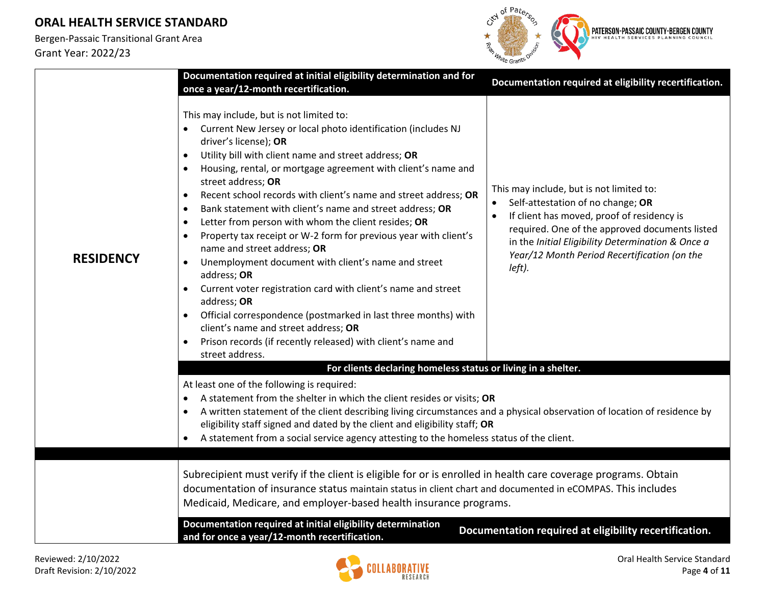| | Documentation required at initial eligibility determination and for once a year/12-month recertification. | Documentation required at eligibility recertification. |
|---|---|---|
| **RESIDENCY** | This may include, but is not limited to:<br>• Current New Jersey or local photo identification (includes NJ driver's license); **OR**<br>• Utility bill with client name and street address; **OR**<br>• Housing, rental, or mortgage agreement with client's name and street address; **OR**<br>• Recent school records with client's name and street address; **OR**<br>• Bank statement with client's name and street address; **OR**<br>• Letter from person with whom the client resides; **OR**<br>• Property tax receipt or W-2 form for previous year with client's name and street address; **OR**<br>• Unemployment document with client's name and street address; **OR**<br>• Current voter registration card with client's name and street address; **OR**<br>• Official correspondence (postmarked in last three months) with client's name and street address; **OR**<br>• Prison records (if recently released) with client's name and street address. | This may include, but is not limited to:<br>• Self-attestation of no change; **OR**<br>• If client has moved, proof of residency is required. One of the approved documents listed in the *Initial Eligibility Determination & Once a Year/12 Month Period Recertification (on the left).* |
| | **For clients declaring homeless status or living in a shelter.** | |
| | At least one of the following is required:<br>• A statement from the shelter in which the client resides or visits; **OR**<br>• A written statement of the client describing living circumstances and a physical observation of location of residence by eligibility staff signed and dated by the client and eligibility staff; **OR**<br>• A statement from a social service agency attesting to the homeless status of the client. | |

| | | |
|---|---|---|
| | Subrecipient must verify if the client is eligible for or is enrolled in health care coverage programs. Obtain documentation of insurance status maintain status in client chart and documented in eCOMPAS. This includes Medicaid, Medicare, and employer-based health insurance programs. | |
| | **Documentation required at initial eligibility determination and for once a year/12-month recertification.** | **Documentation required at eligibility recertification.** |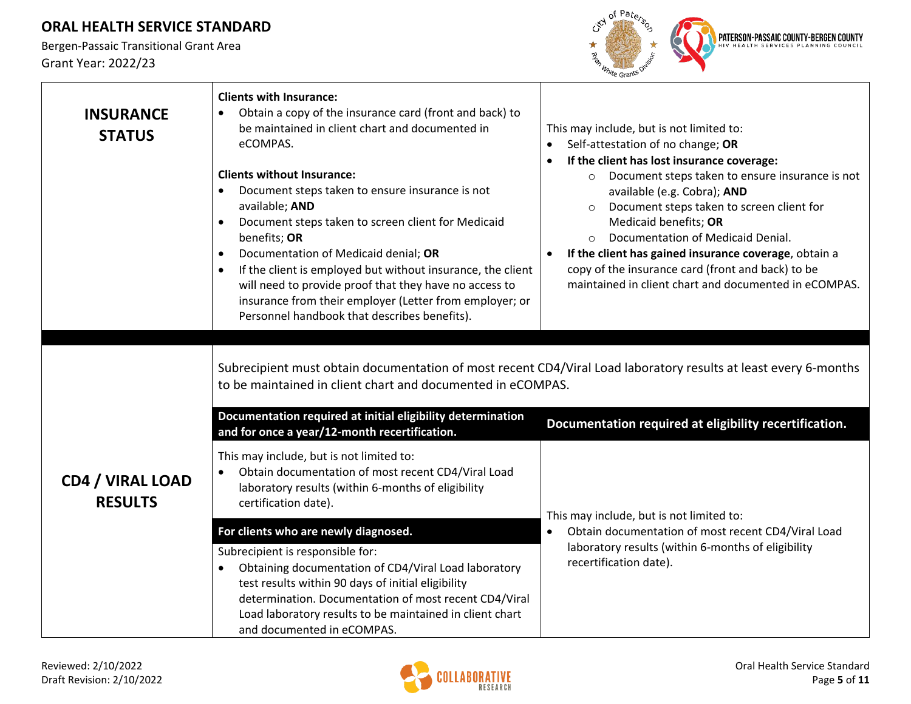| | | |
|---|---|---|
| **INSURANCE STATUS** | **Clients with Insurance:**<br>• Obtain a copy of the insurance card (front and back) to be maintained in client chart and documented in eCOMPAS.<br><br>**Clients without Insurance:**<br>• Document steps taken to ensure insurance is not available; **AND**<br>• Document steps taken to screen client for Medicaid benefits; **OR**<br>• Documentation of Medicaid denial; **OR**<br>• If the client is employed but without insurance, the client will need to provide proof that they have no access to insurance from their employer (Letter from employer; or Personnel handbook that describes benefits). | This may include, but is not limited to:<br>• Self-attestation of no change; **OR**<br>• **If the client has lost insurance coverage:**<br>  ○ Document steps taken to ensure insurance is not available (e.g. Cobra); **AND**<br>  ○ Document steps taken to screen client for Medicaid benefits; **OR**<br>  ○ Documentation of Medicaid Denial.<br>• **If the client has gained insurance coverage**, obtain a copy of the insurance card (front and back) to be maintained in client chart and documented in eCOMPAS. |

| | | |
|---|---|---|
| **CD4 / VIRAL LOAD RESULTS** | Subrecipient must obtain documentation of most recent CD4/Viral Load laboratory results at least every 6-months to be maintained in client chart and documented in eCOMPAS. | |
| | **Documentation required at initial eligibility determination and for once a year/12-month recertification.** | **Documentation required at eligibility recertification.** |
| | This may include, but is not limited to:<br>• Obtain documentation of most recent CD4/Viral Load laboratory results (within 6-months of eligibility certification date).<br><br>**For clients who are newly diagnosed.**<br>Subrecipient is responsible for:<br>• Obtaining documentation of CD4/Viral Load laboratory test results within 90 days of initial eligibility determination. Documentation of most recent CD4/Viral Load laboratory results to be maintained in client chart and documented in eCOMPAS. | This may include, but is not limited to:<br>• Obtain documentation of most recent CD4/Viral Load laboratory results (within 6-months of eligibility recertification date). |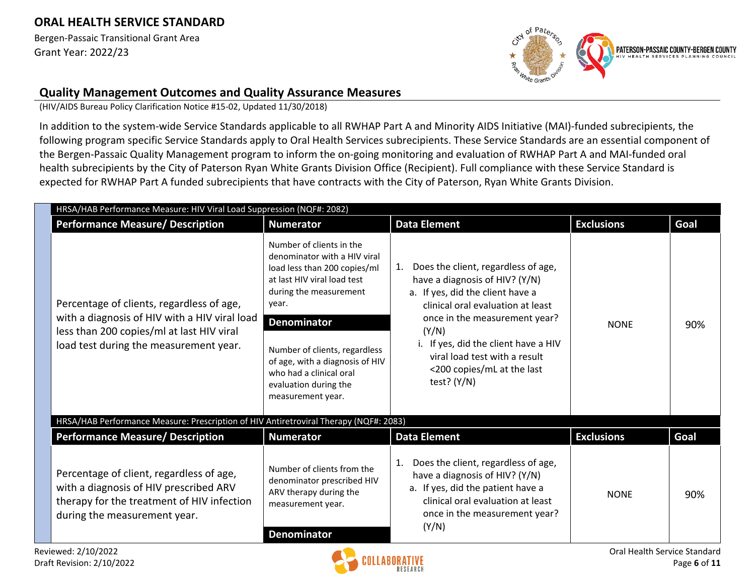## Quality Management Outcomes and Quality Assurance Measures

(HIV/AIDS Bureau Policy Clarification Notice #15-02, Updated 11/30/2018)

In addition to the system-wide Service Standards applicable to all RWHAP Part A and Minority AIDS Initiative (MAI)-funded subrecipients, the following program specific Service Standards apply to Oral Health Services subrecipients. These Service Standards are an essential component of the Bergen-Passaic Quality Management program to inform the on-going monitoring and evaluation of RWHAP Part A and MAI-funded oral health subrecipients by the City of Paterson Ryan White Grants Division Office (Recipient). Full compliance with these Service Standard is expected for RWHAP Part A funded subrecipients that have contracts with the City of Paterson, Ryan White Grants Division.

| HRSA/HAB Performance Measure: HIV Viral Load Suppression (NQF#: 2082) | | | | |
|---|---|---|---|---|
| **Performance Measure/ Description** | **Numerator** | **Data Element** | **Exclusions** | **Goal** |
| Percentage of clients, regardless of age, with a diagnosis of HIV with a HIV viral load less than 200 copies/ml at last HIV viral load test during the measurement year. | Number of clients in the denominator with a HIV viral load less than 200 copies/ml at last HIV viral load test during the measurement year.<br>**Denominator**<br>Number of clients, regardless of age, with a diagnosis of HIV who had a clinical oral evaluation during the measurement year. | 1. Does the client, regardless of age, have a diagnosis of HIV? (Y/N)<br>a. If yes, did the client have a clinical oral evaluation at least once in the measurement year? (Y/N)<br>i. If yes, did the client have a HIV viral load test with a result <200 copies/mL at the last test? (Y/N) | NONE | 90% |

| HRSA/HAB Performance Measure: Prescription of HIV Antiretroviral Therapy (NQF#: 2083) | | | | |
|---|---|---|---|---|
| **Performance Measure/ Description** | **Numerator** | **Data Element** | **Exclusions** | **Goal** |
| Percentage of client, regardless of age, with a diagnosis of HIV prescribed ARV therapy for the treatment of HIV infection during the measurement year. | Number of clients from the denominator prescribed HIV ARV therapy during the measurement year.<br>**Denominator** | 1. Does the client, regardless of age, have a diagnosis of HIV? (Y/N)<br>a. If yes, did the patient have a clinical oral evaluation at least once in the measurement year? (Y/N) | NONE | 90% |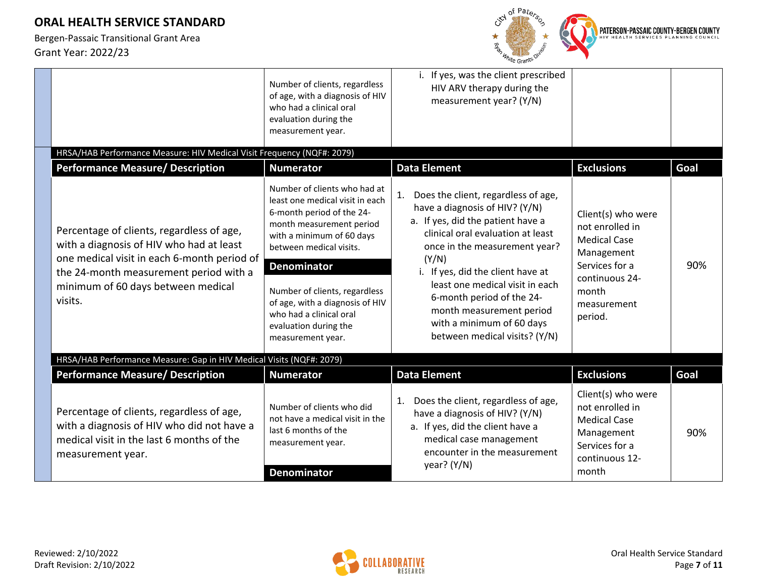| | Number of clients, regardless of age, with a diagnosis of HIV who had a clinical oral evaluation during the measurement year. | i. If yes, was the client prescribed HIV ARV therapy during the measurement year? (Y/N) | | |
|---|---|---|---|---|

**HRSA/HAB Performance Measure: HIV Medical Visit Frequency (NQF#: 2079)**

| Performance Measure/ Description | Numerator | Data Element | Exclusions | Goal |
|---|---|---|---|---|
| Percentage of clients, regardless of age, with a diagnosis of HIV who had at least one medical visit in each 6-month period of the 24-month measurement period with a minimum of 60 days between medical visits. | Number of clients who had at least one medical visit in each 6-month period of the 24-month measurement period with a minimum of 60 days between medical visits. **Denominator** Number of clients, regardless of age, with a diagnosis of HIV who had a clinical oral evaluation during the measurement year. | 1. Does the client, regardless of age, have a diagnosis of HIV? (Y/N) a. If yes, did the patient have a clinical oral evaluation at least once in the measurement year? (Y/N) i. If yes, did the client have at least one medical visit in each 6-month period of the 24-month measurement period with a minimum of 60 days between medical visits? (Y/N) | Client(s) who were not enrolled in Medical Case Management Services for a continuous 24-month measurement period. | 90% |

**HRSA/HAB Performance Measure: Gap in HIV Medical Visits (NQF#: 2079)**

| Performance Measure/ Description | Numerator | Data Element | Exclusions | Goal |
|---|---|---|---|---|
| Percentage of clients, regardless of age, with a diagnosis of HIV who did not have a medical visit in the last 6 months of the measurement year. | Number of clients who did not have a medical visit in the last 6 months of the measurement year. **Denominator** | 1. Does the client, regardless of age, have a diagnosis of HIV? (Y/N) a. If yes, did the client have a medical case management encounter in the measurement year? (Y/N) | Client(s) who were not enrolled in Medical Case Management Services for a continuous 12-month | 90% |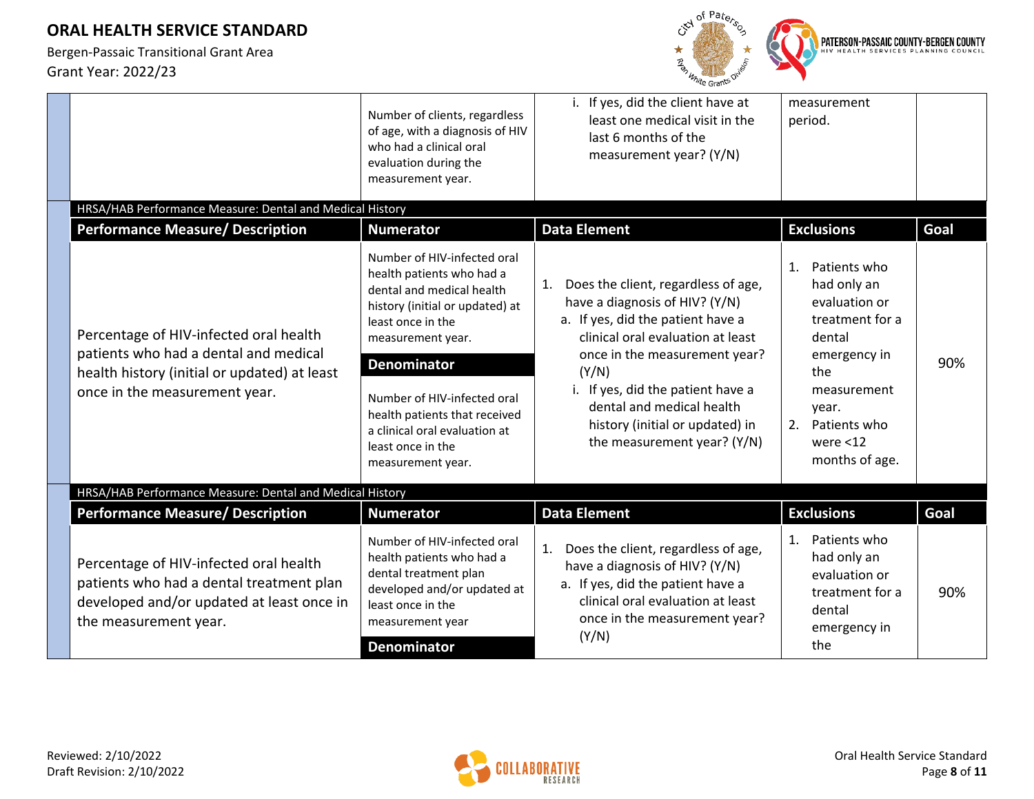| | Number of clients, regardless of age, with a diagnosis of HIV who had a clinical oral evaluation during the measurement year. | i. If yes, did the client have at least one medical visit in the last 6 months of the measurement year? (Y/N) | measurement period. | |
|---|---|---|---|---|

**HRSA/HAB Performance Measure: Dental and Medical History**

| Performance Measure/ Description | Numerator | Data Element | Exclusions | Goal |
|---|---|---|---|---|
| Percentage of HIV-infected oral health patients who had a dental and medical health history (initial or updated) at least once in the measurement year. | Number of HIV-infected oral health patients who had a dental and medical health history (initial or updated) at least once in the measurement year.<br><br>**Denominator**<br><br>Number of HIV-infected oral health patients that received a clinical oral evaluation at least once in the measurement year. | 1. Does the client, regardless of age, have a diagnosis of HIV? (Y/N)<br>a. If yes, did the patient have a clinical oral evaluation at least once in the measurement year? (Y/N)<br>i. If yes, did the patient have a dental and medical health history (initial or updated) in the measurement year? (Y/N) | 1. Patients who had only an evaluation or treatment for a dental emergency in the measurement year.<br>2. Patients who were <12 months of age. | 90% |

**HRSA/HAB Performance Measure: Dental and Medical History**

| Performance Measure/ Description | Numerator | Data Element | Exclusions | Goal |
|---|---|---|---|---|
| Percentage of HIV-infected oral health patients who had a dental treatment plan developed and/or updated at least once in the measurement year. | Number of HIV-infected oral health patients who had a dental treatment plan developed and/or updated at least once in the measurement year<br><br>**Denominator** | 1. Does the client, regardless of age, have a diagnosis of HIV? (Y/N)<br>a. If yes, did the patient have a clinical oral evaluation at least once in the measurement year? (Y/N) | 1. Patients who had only an evaluation or treatment for a dental emergency in the | 90% |

Reviewed: 2/10/2022
Draft Revision: 2/10/2022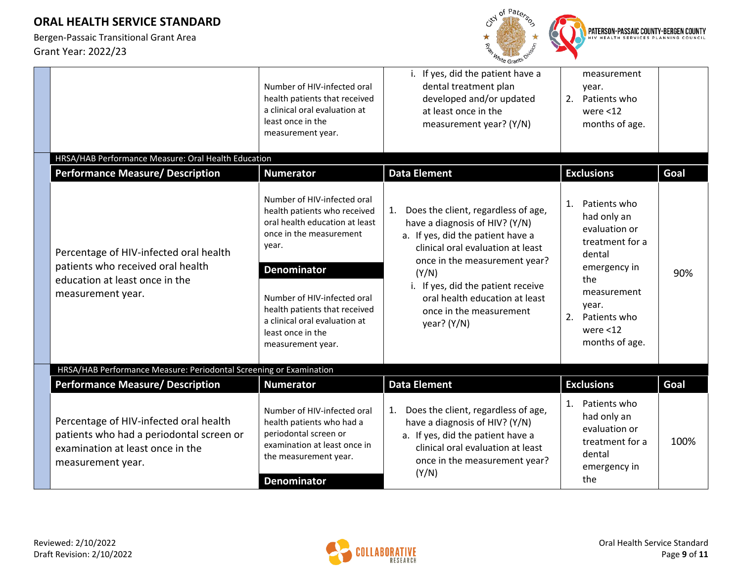| | Number of HIV-infected oral health patients that received a clinical oral evaluation at least once in the measurement year. | i. If yes, did the patient have a dental treatment plan developed and/or updated at least once in the measurement year? (Y/N) | measurement year. 2. Patients who were <12 months of age. | |
|---|---|---|---|---|

**HRSA/HAB Performance Measure: Oral Health Education**

| Performance Measure/ Description | Numerator | Data Element | Exclusions | Goal |
|---|---|---|---|---|
| Percentage of HIV-infected oral health patients who received oral health education at least once in the measurement year. | Number of HIV-infected oral health patients who received oral health education at least once in the measurement year. **Denominator** Number of HIV-infected oral health patients that received a clinical oral evaluation at least once in the measurement year. | 1. Does the client, regardless of age, have a diagnosis of HIV? (Y/N) a. If yes, did the patient have a clinical oral evaluation at least once in the measurement year? (Y/N) i. If yes, did the patient receive oral health education at least once in the measurement year? (Y/N) | 1. Patients who had only an evaluation or treatment for a dental emergency in the measurement year. 2. Patients who were <12 months of age. | 90% |

**HRSA/HAB Performance Measure: Periodontal Screening or Examination**

| Performance Measure/ Description | Numerator | Data Element | Exclusions | Goal |
|---|---|---|---|---|
| Percentage of HIV-infected oral health patients who had a periodontal screen or examination at least once in the measurement year. | Number of HIV-infected oral health patients who had a periodontal screen or examination at least once in the measurement year. **Denominator** | 1. Does the client, regardless of age, have a diagnosis of HIV? (Y/N) a. If yes, did the patient have a clinical oral evaluation at least once in the measurement year? (Y/N) | 1. Patients who had only an evaluation or treatment for a dental emergency in the | 100% |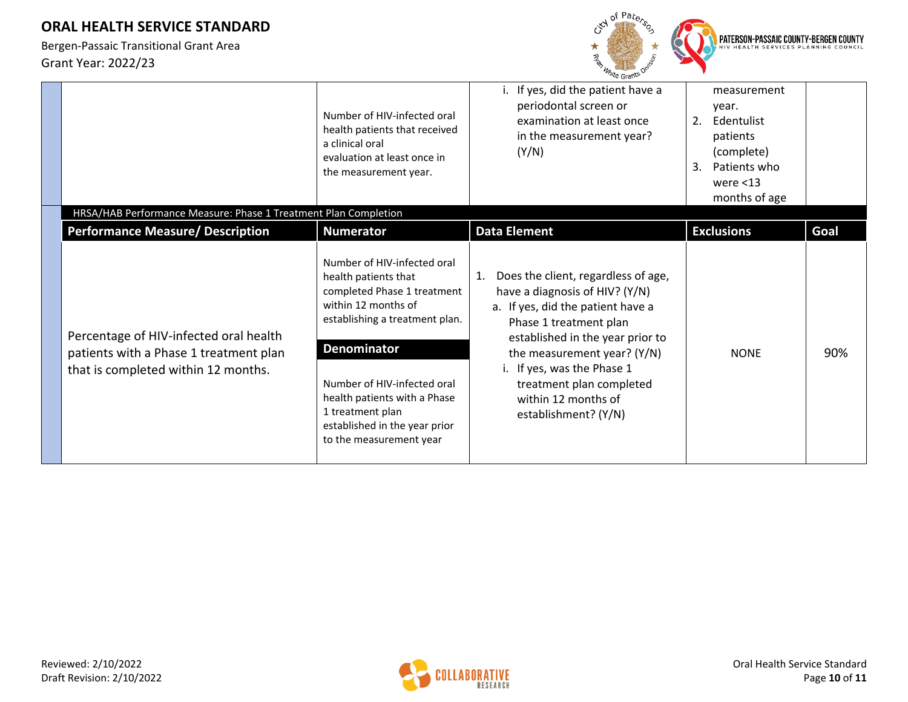| | Number of HIV-infected oral health patients that received a clinical oral evaluation at least once in the measurement year. | i. If yes, did the patient have a periodontal screen or examination at least once in the measurement year? (Y/N) | measurement year.<br>2. Edentulist patients (complete)<br>3. Patients who were <13 months of age | |
|---|---|---|---|---|

**HRSA/HAB Performance Measure: Phase 1 Treatment Plan Completion**

| Performance Measure/ Description | Numerator | Data Element | Exclusions | Goal |
|---|---|---|---|---|
| Percentage of HIV-infected oral health patients with a Phase 1 treatment plan that is completed within 12 months. | Number of HIV-infected oral health patients that completed Phase 1 treatment within 12 months of establishing a treatment plan.<br><br>**Denominator**<br><br>Number of HIV-infected oral health patients with a Phase 1 treatment plan established in the year prior to the measurement year | 1. Does the client, regardless of age, have a diagnosis of HIV? (Y/N)<br>a. If yes, did the patient have a Phase 1 treatment plan established in the year prior to the measurement year? (Y/N)<br>i. If yes, was the Phase 1 treatment plan completed within 12 months of establishment? (Y/N) | NONE | 90% |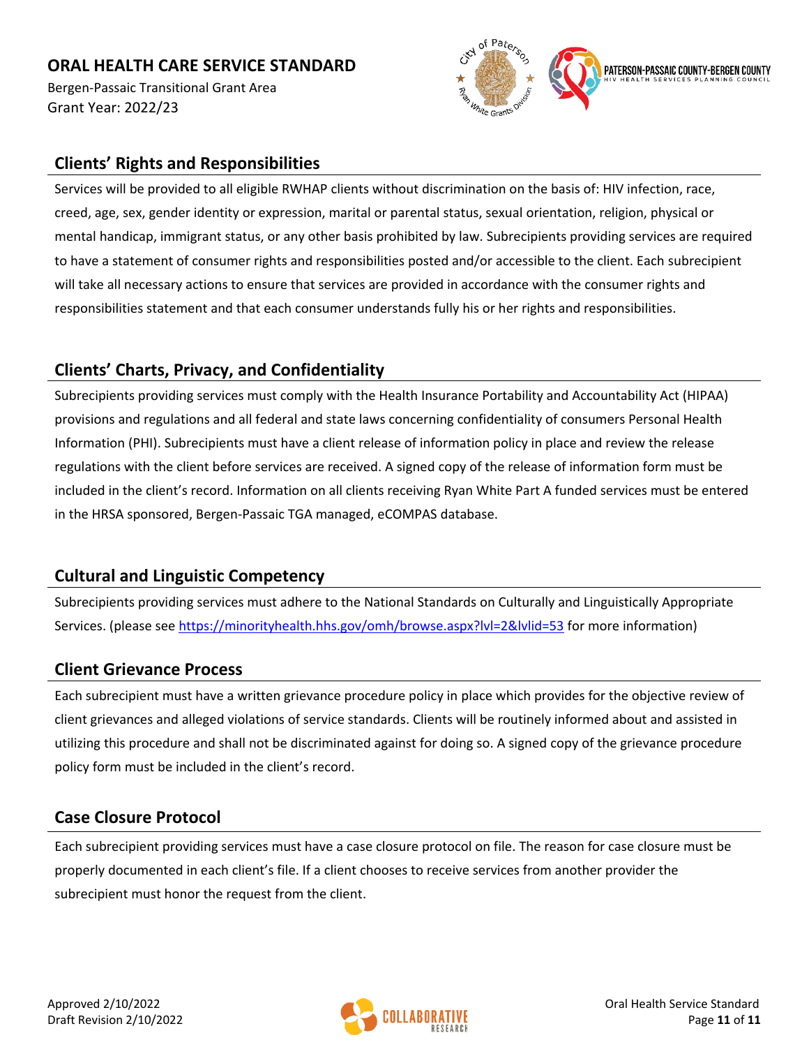## Clients' Rights and Responsibilities

Services will be provided to all eligible RWHAP clients without discrimination on the basis of: HIV infection, race, creed, age, sex, gender identity or expression, marital or parental status, sexual orientation, religion, physical or mental handicap, immigrant status, or any other basis prohibited by law. Subrecipients providing services are required to have a statement of consumer rights and responsibilities posted and/or accessible to the client. Each subrecipient will take all necessary actions to ensure that services are provided in accordance with the consumer rights and responsibilities statement and that each consumer understands fully his or her rights and responsibilities.

## Clients' Charts, Privacy, and Confidentiality

Subrecipients providing services must comply with the Health Insurance Portability and Accountability Act (HIPAA) provisions and regulations and all federal and state laws concerning confidentiality of consumers Personal Health Information (PHI). Subrecipients must have a client release of information policy in place and review the release regulations with the client before services are received. A signed copy of the release of information form must be included in the client's record. Information on all clients receiving Ryan White Part A funded services must be entered in the HRSA sponsored, Bergen-Passaic TGA managed, eCOMPAS database.

## Cultural and Linguistic Competency

Subrecipients providing services must adhere to the National Standards on Culturally and Linguistically Appropriate Services. (please see https://minorityhealth.hhs.gov/omh/browse.aspx?lvl=2&lvlid=53 for more information)

## Client Grievance Process

Each subrecipient must have a written grievance procedure policy in place which provides for the objective review of client grievances and alleged violations of service standards. Clients will be routinely informed about and assisted in utilizing this procedure and shall not be discriminated against for doing so. A signed copy of the grievance procedure policy form must be included in the client's record.

## Case Closure Protocol

Each subrecipient providing services must have a case closure protocol on file. The reason for case closure must be properly documented in each client's file. If a client chooses to receive services from another provider the subrecipient must honor the request from the client.